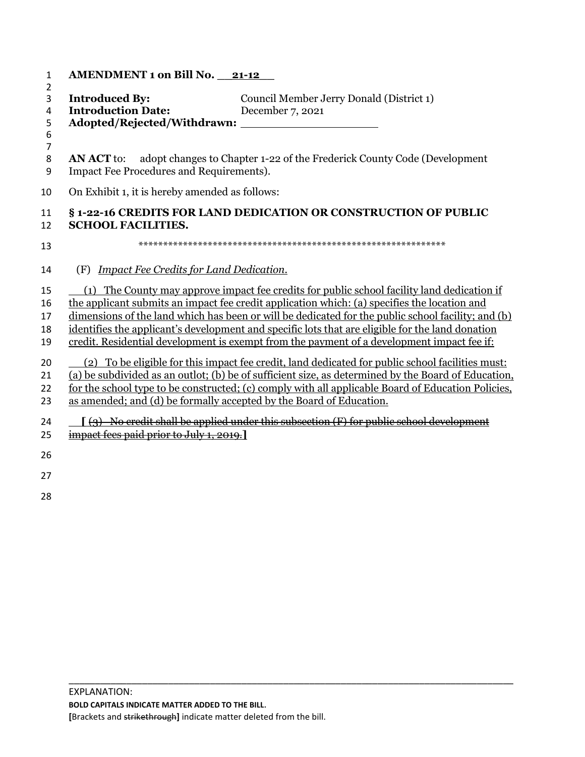**AMENDMENT 1 on Bill No. 21-12**

**Introduced By:** Council Member Jerry Donald (District 1)
**Introduction Date:** December 7, 2021
**Adopted/Rejected/Withdrawn:** ____________________

**AN ACT** to: adopt changes to Chapter 1-22 of the Frederick County Code (Development Impact Fee Procedures and Requirements).

On Exhibit 1, it is hereby amended as follows:

**§ 1-22-16 CREDITS FOR LAND DEDICATION OR CONSTRUCTION OF PUBLIC SCHOOL FACILITIES.**

\*\*\*\*\*\*\*\*\*\*\*\*\*\*\*\*\*\*\*\*\*\*\*\*\*\*\*\*\*\*\*\*\*\*\*\*\*\*\*\*\*\*\*\*\*\*\*\*\*\*\*\*\*\*\*\*\*\*\*\*\*\*\*\*

(F) <u>*Impact Fee Credits for Land Dedication.*</u>

<u>(1) The County may approve impact fee credits for public school facility land dedication if the applicant submits an impact fee credit application which: (a) specifies the location and dimensions of the land which has been or will be dedicated for the public school facility; and (b) identifies the applicant's development and specific lots that are eligible for the land donation credit. Residential development is exempt from the payment of a development impact fee if:</u>

<u>(2) To be eligible for this impact fee credit, land dedicated for public school facilities must: (a) be subdivided as an outlot; (b) be of sufficient size, as determined by the Board of Education, for the school type to be constructed; (c) comply with all applicable Board of Education Policies, as amended; and (d) be formally accepted by the Board of Education.</u>

**[** ~~(3) No credit shall be applied under this subsection (F) for public school development impact fees paid prior to July 1, 2019.~~ **]**

---

EXPLANATION:
**BOLD CAPITALS INDICATE MATTER ADDED TO THE BILL.**
**[**Brackets and ~~strikethrough~~**]** indicate matter deleted from the bill.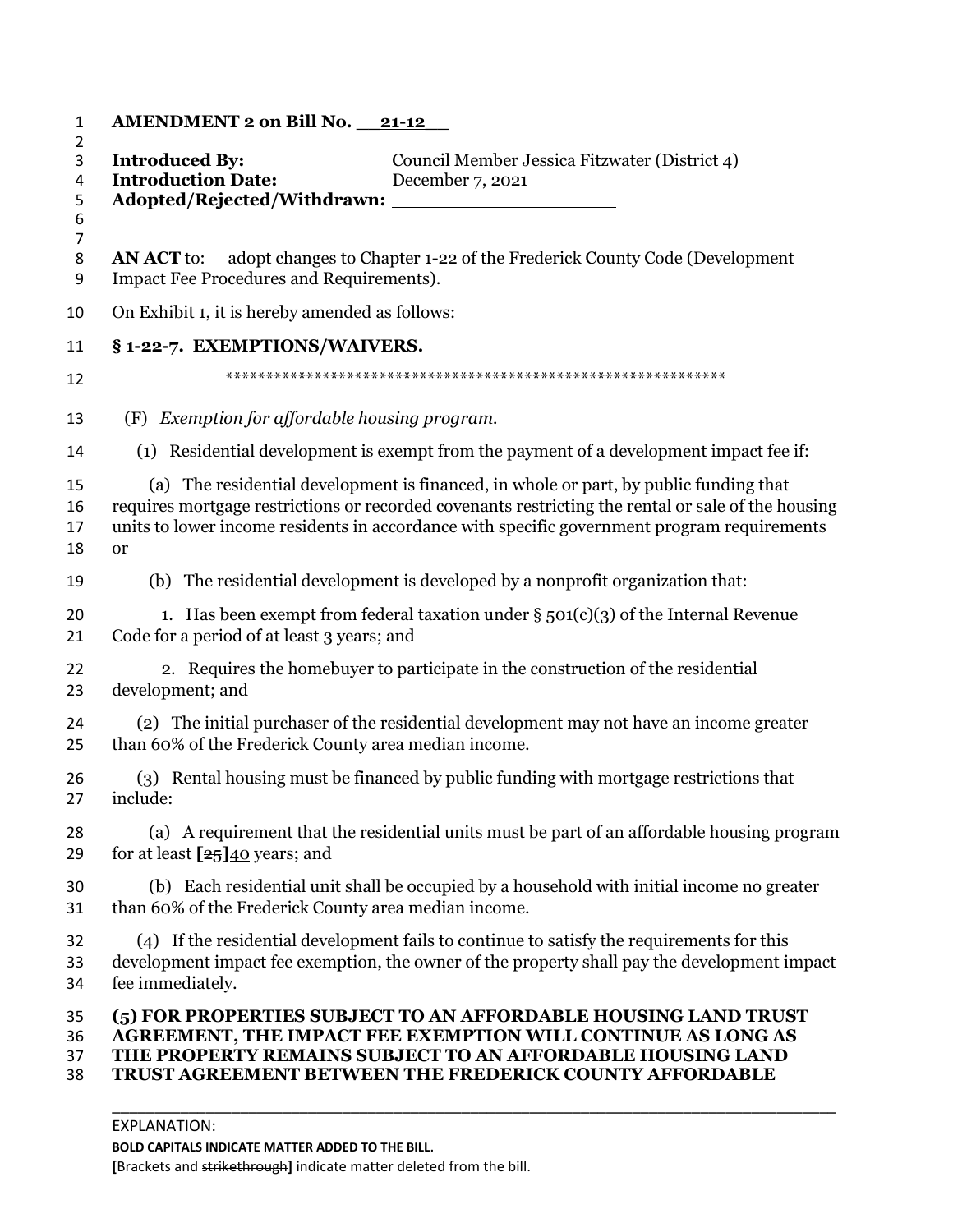**AMENDMENT 2 on Bill No. 21-12**

**Introduced By:** Council Member Jessica Fitzwater (District 4)
**Introduction Date:** December 7, 2021
**Adopted/Rejected/Withdrawn:** ___________________

**AN ACT** to: adopt changes to Chapter 1-22 of the Frederick County Code (Development Impact Fee Procedures and Requirements).

On Exhibit 1, it is hereby amended as follows:

**§ 1-22-7. EXEMPTIONS/WAIVERS.**

\*\*\*\*\*\*\*\*\*\*\*\*\*\*\*\*\*\*\*\*\*\*\*\*\*\*\*\*\*\*\*\*\*\*\*\*\*\*\*\*\*\*\*\*\*\*\*\*\*\*\*\*\*\*\*\*\*\*\*\*\*\*

(F) *Exemption for affordable housing program.*

(1) Residential development is exempt from the payment of a development impact fee if:

(a) The residential development is financed, in whole or part, by public funding that requires mortgage restrictions or recorded covenants restricting the rental or sale of the housing units to lower income residents in accordance with specific government program requirements or

(b) The residential development is developed by a nonprofit organization that:

1. Has been exempt from federal taxation under § 501(c)(3) of the Internal Revenue Code for a period of at least 3 years; and

2. Requires the homebuyer to participate in the construction of the residential development; and

(2) The initial purchaser of the residential development may not have an income greater than 60% of the Frederick County area median income.

(3) Rental housing must be financed by public funding with mortgage restrictions that include:

(a) A requirement that the residential units must be part of an affordable housing program for at least **[**~~25~~**]**<u>40</u> years; and

(b) Each residential unit shall be occupied by a household with initial income no greater than 60% of the Frederick County area median income.

(4) If the residential development fails to continue to satisfy the requirements for this development impact fee exemption, the owner of the property shall pay the development impact fee immediately.

**(5) FOR PROPERTIES SUBJECT TO AN AFFORDABLE HOUSING LAND TRUST AGREEMENT, THE IMPACT FEE EXEMPTION WILL CONTINUE AS LONG AS THE PROPERTY REMAINS SUBJECT TO AN AFFORDABLE HOUSING LAND TRUST AGREEMENT BETWEEN THE FREDERICK COUNTY AFFORDABLE**

---

EXPLANATION:

**BOLD CAPITALS INDICATE MATTER ADDED TO THE BILL.**

**[**Brackets and ~~strikethrough~~**]** indicate matter deleted from the bill.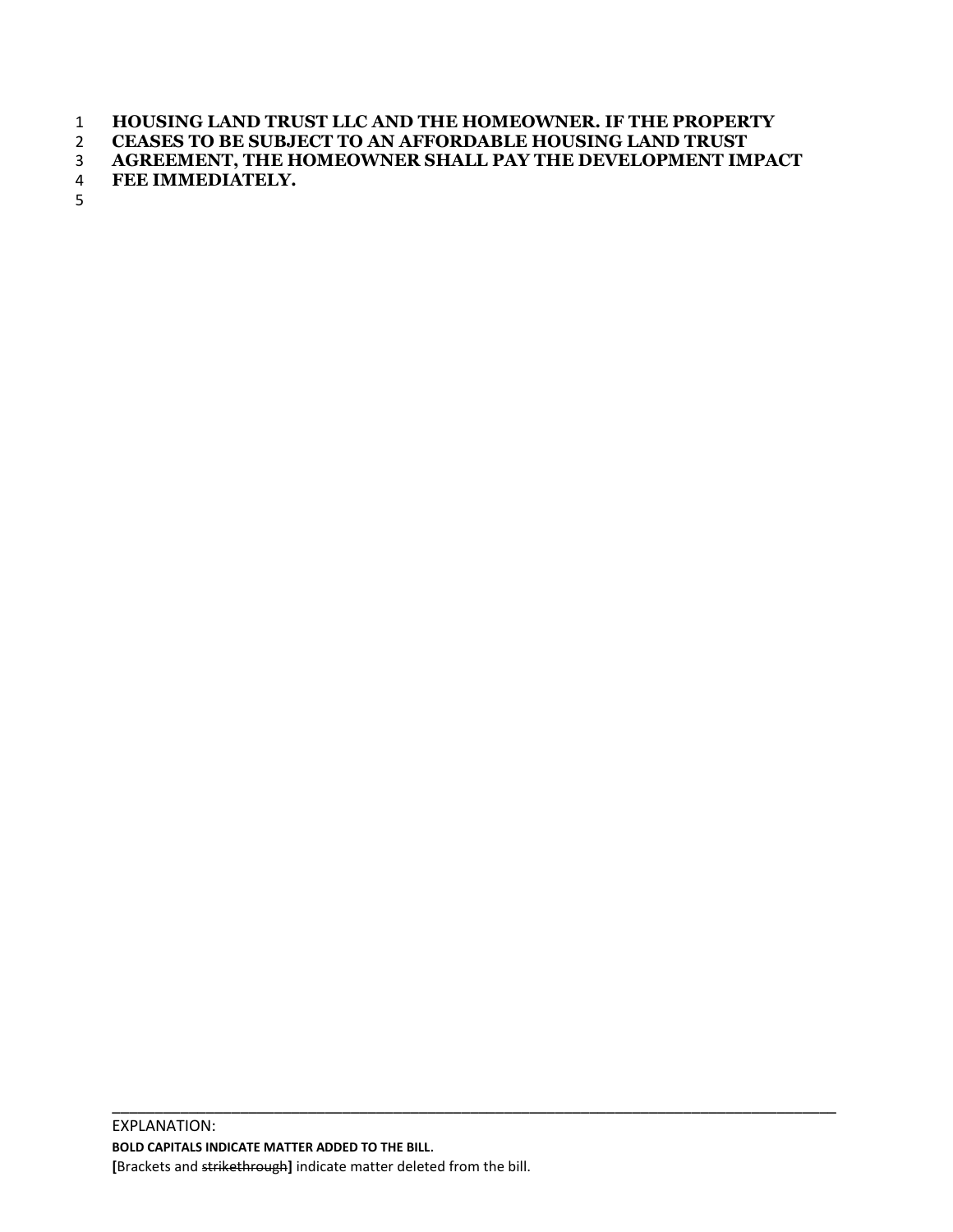**HOUSING LAND TRUST LLC AND THE HOMEOWNER. IF THE PROPERTY CEASES TO BE SUBJECT TO AN AFFORDABLE HOUSING LAND TRUST AGREEMENT, THE HOMEOWNER SHALL PAY THE DEVELOPMENT IMPACT FEE IMMEDIATELY.**

---

EXPLANATION:

**BOLD CAPITALS INDICATE MATTER ADDED TO THE BILL.**

[Brackets and ~~strikethrough~~] indicate matter deleted from the bill.